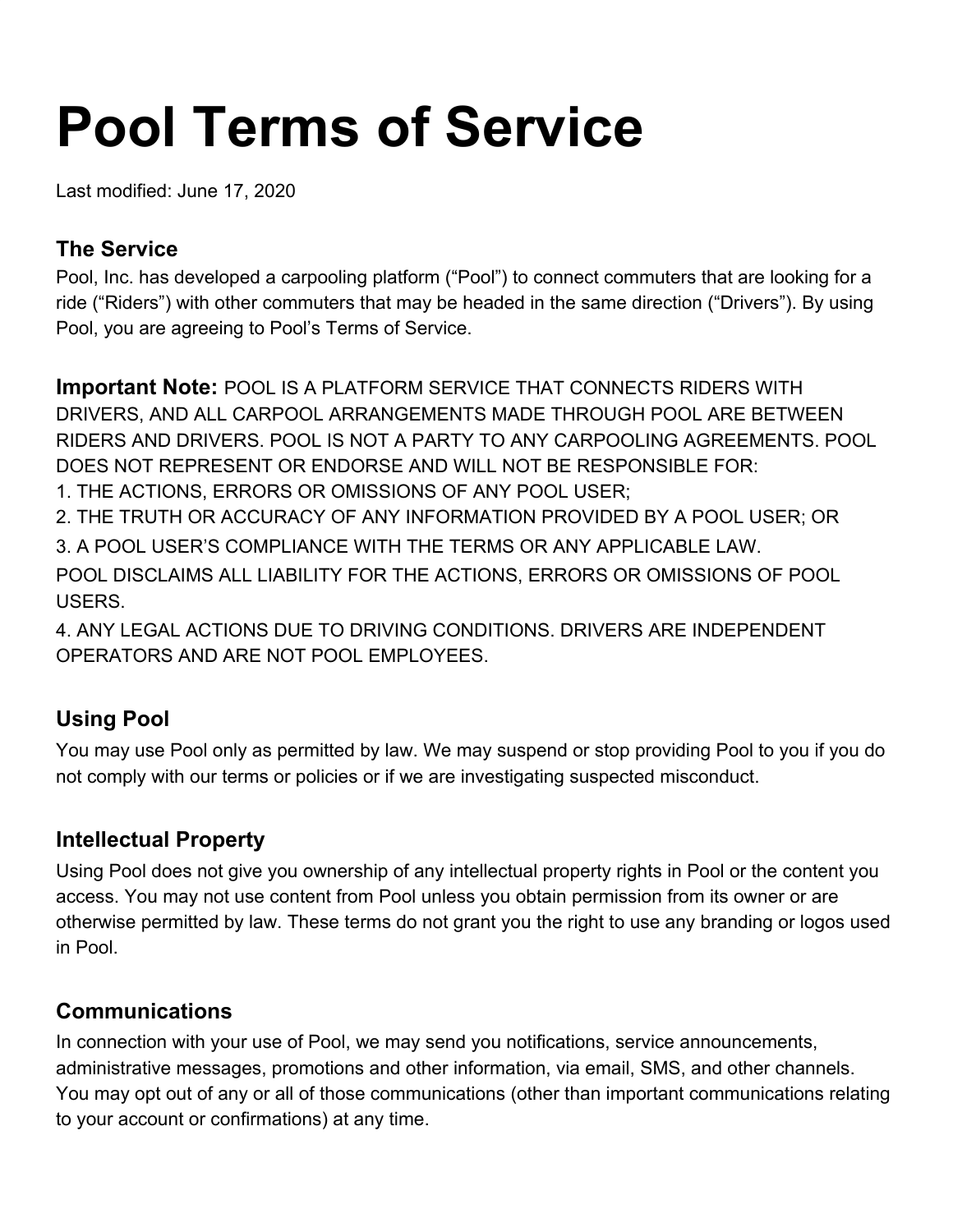# Pool Terms of Service

Last modified: June 17, 2020

### The Service

Pool, Inc. has developed a carpooling platform ("Pool") to connect commuters that are looking for a ride ("Riders") with other commuters that may be headed in the same direction ("Drivers"). By using Pool, you are agreeing to Pool's Terms of Service.

**Important Note:** POOL IS A PLATFORM SERVICE THAT CONNECTS RIDERS WITH DRIVERS, AND ALL CARPOOL ARRANGEMENTS MADE THROUGH POOL ARE BETWEEN RIDERS AND DRIVERS. POOL IS NOT A PARTY TO ANY CARPOOLING AGREEMENTS. POOL DOES NOT REPRESENT OR ENDORSE AND WILL NOT BE RESPONSIBLE FOR:

1. THE ACTIONS, ERRORS OR OMISSIONS OF ANY POOL USER;
2. THE TRUTH OR ACCURACY OF ANY INFORMATION PROVIDED BY A POOL USER; OR
3. A POOL USER'S COMPLIANCE WITH THE TERMS OR ANY APPLICABLE LAW.

POOL DISCLAIMS ALL LIABILITY FOR THE ACTIONS, ERRORS OR OMISSIONS OF POOL USERS.

4. ANY LEGAL ACTIONS DUE TO DRIVING CONDITIONS. DRIVERS ARE INDEPENDENT OPERATORS AND ARE NOT POOL EMPLOYEES.

### Using Pool

You may use Pool only as permitted by law. We may suspend or stop providing Pool to you if you do not comply with our terms or policies or if we are investigating suspected misconduct.

### Intellectual Property

Using Pool does not give you ownership of any intellectual property rights in Pool or the content you access. You may not use content from Pool unless you obtain permission from its owner or are otherwise permitted by law. These terms do not grant you the right to use any branding or logos used in Pool.

### Communications

In connection with your use of Pool, we may send you notifications, service announcements, administrative messages, promotions and other information, via email, SMS, and other channels. You may opt out of any or all of those communications (other than important communications relating to your account or confirmations) at any time.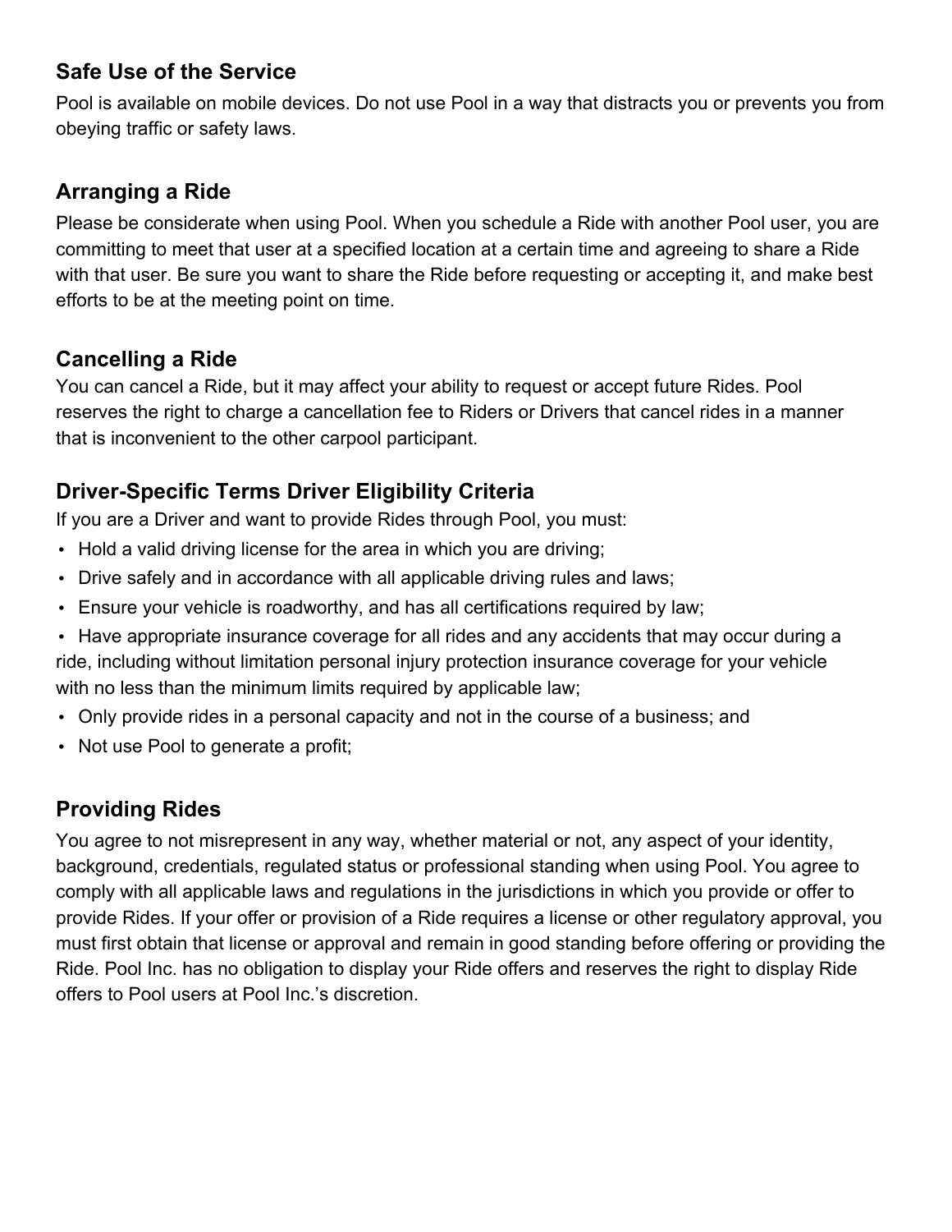## Safe Use of the Service

Pool is available on mobile devices. Do not use Pool in a way that distracts you or prevents you from obeying traffic or safety laws.

## Arranging a Ride

Please be considerate when using Pool. When you schedule a Ride with another Pool user, you are committing to meet that user at a specified location at a certain time and agreeing to share a Ride with that user. Be sure you want to share the Ride before requesting or accepting it, and make best efforts to be at the meeting point on time.

## Cancelling a Ride

You can cancel a Ride, but it may affect your ability to request or accept future Rides. Pool reserves the right to charge a cancellation fee to Riders or Drivers that cancel rides in a manner that is inconvenient to the other carpool participant.

## Driver-Specific Terms Driver Eligibility Criteria

If you are a Driver and want to provide Rides through Pool, you must:

- Hold a valid driving license for the area in which you are driving;
- Drive safely and in accordance with all applicable driving rules and laws;
- Ensure your vehicle is roadworthy, and has all certifications required by law;
- Have appropriate insurance coverage for all rides and any accidents that may occur during a ride, including without limitation personal injury protection insurance coverage for your vehicle with no less than the minimum limits required by applicable law;
- Only provide rides in a personal capacity and not in the course of a business; and
- Not use Pool to generate a profit;

## Providing Rides

You agree to not misrepresent in any way, whether material or not, any aspect of your identity, background, credentials, regulated status or professional standing when using Pool. You agree to comply with all applicable laws and regulations in the jurisdictions in which you provide or offer to provide Rides. If your offer or provision of a Ride requires a license or other regulatory approval, you must first obtain that license or approval and remain in good standing before offering or providing the Ride. Pool Inc. has no obligation to display your Ride offers and reserves the right to display Ride offers to Pool users at Pool Inc.'s discretion.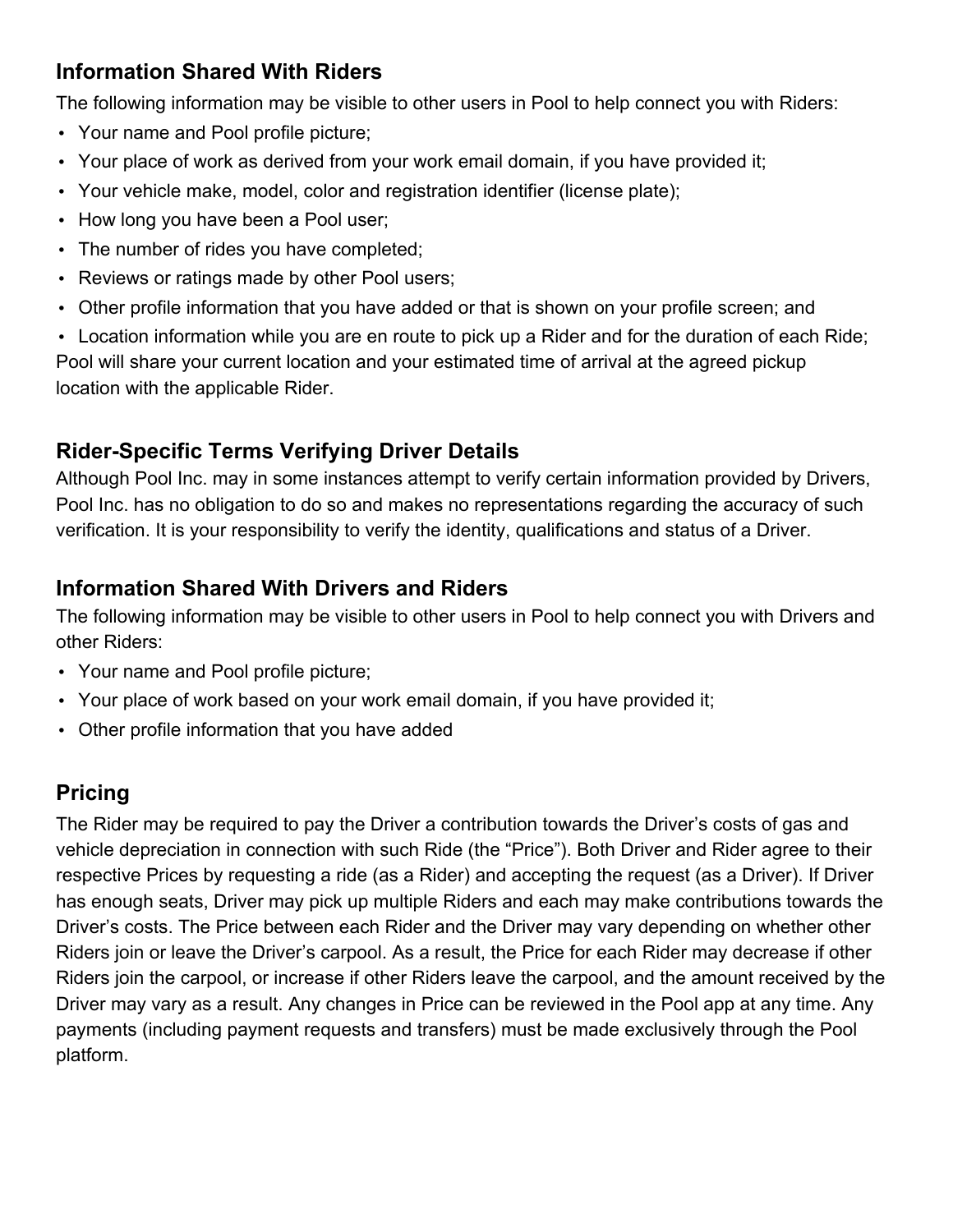## Information Shared With Riders

The following information may be visible to other users in Pool to help connect you with Riders:

- Your name and Pool profile picture;
- Your place of work as derived from your work email domain, if you have provided it;
- Your vehicle make, model, color and registration identifier (license plate);
- How long you have been a Pool user;
- The number of rides you have completed;
- Reviews or ratings made by other Pool users;
- Other profile information that you have added or that is shown on your profile screen; and
- Location information while you are en route to pick up a Rider and for the duration of each Ride;

Pool will share your current location and your estimated time of arrival at the agreed pickup location with the applicable Rider.

## Rider-Specific Terms Verifying Driver Details

Although Pool Inc. may in some instances attempt to verify certain information provided by Drivers, Pool Inc. has no obligation to do so and makes no representations regarding the accuracy of such verification. It is your responsibility to verify the identity, qualifications and status of a Driver.

## Information Shared With Drivers and Riders

The following information may be visible to other users in Pool to help connect you with Drivers and other Riders:

- Your name and Pool profile picture;
- Your place of work based on your work email domain, if you have provided it;
- Other profile information that you have added

## Pricing

The Rider may be required to pay the Driver a contribution towards the Driver's costs of gas and vehicle depreciation in connection with such Ride (the "Price"). Both Driver and Rider agree to their respective Prices by requesting a ride (as a Rider) and accepting the request (as a Driver). If Driver has enough seats, Driver may pick up multiple Riders and each may make contributions towards the Driver's costs. The Price between each Rider and the Driver may vary depending on whether other Riders join or leave the Driver's carpool. As a result, the Price for each Rider may decrease if other Riders join the carpool, or increase if other Riders leave the carpool, and the amount received by the Driver may vary as a result. Any changes in Price can be reviewed in the Pool app at any time. Any payments (including payment requests and transfers) must be made exclusively through the Pool platform.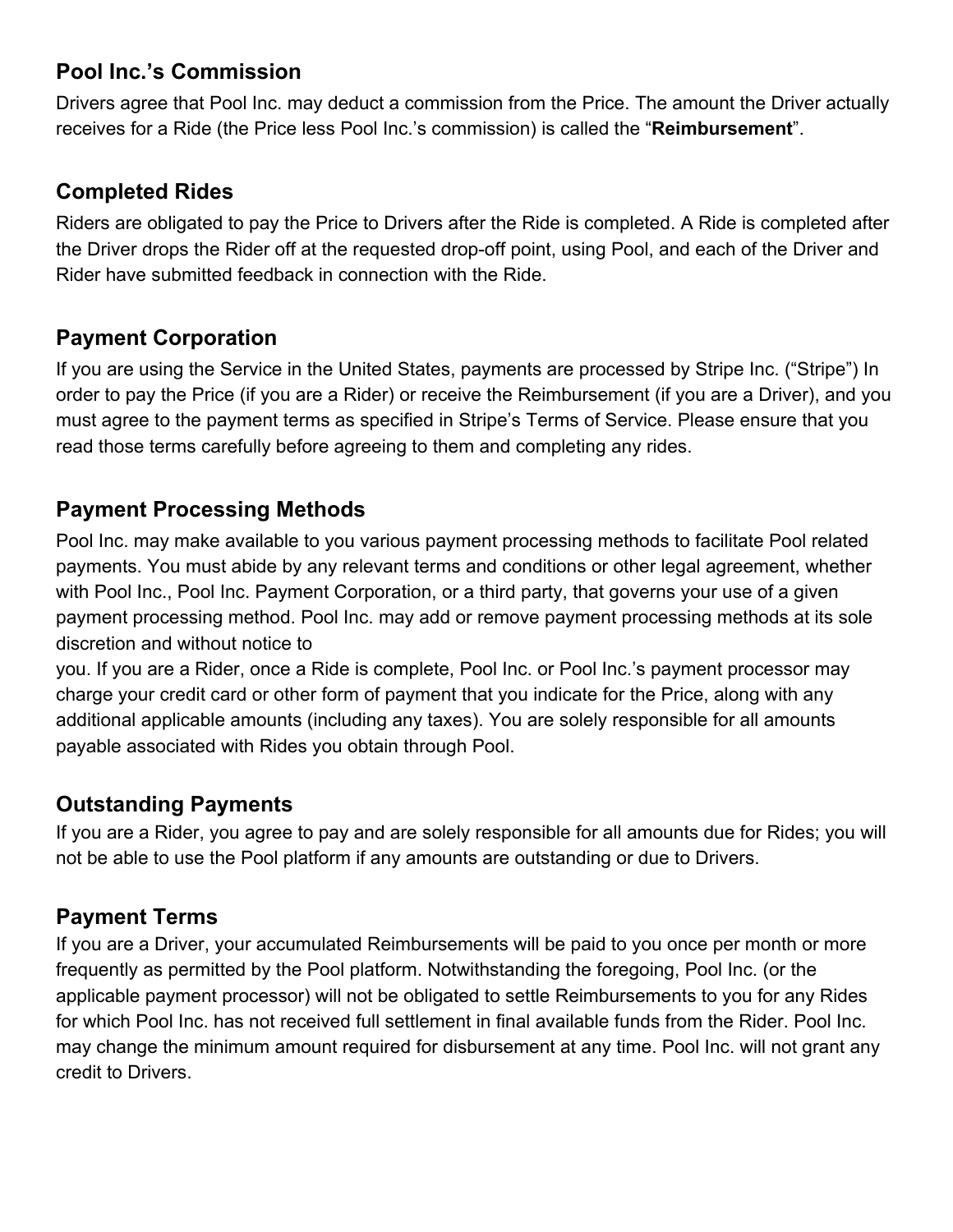## Pool Inc.'s Commission

Drivers agree that Pool Inc. may deduct a commission from the Price. The amount the Driver actually receives for a Ride (the Price less Pool Inc.'s commission) is called the "**Reimbursement**".

## Completed Rides

Riders are obligated to pay the Price to Drivers after the Ride is completed. A Ride is completed after the Driver drops the Rider off at the requested drop-off point, using Pool, and each of the Driver and Rider have submitted feedback in connection with the Ride.

## Payment Corporation

If you are using the Service in the United States, payments are processed by Stripe Inc. ("Stripe") In order to pay the Price (if you are a Rider) or receive the Reimbursement (if you are a Driver), and you must agree to the payment terms as specified in Stripe's Terms of Service. Please ensure that you read those terms carefully before agreeing to them and completing any rides.

## Payment Processing Methods

Pool Inc. may make available to you various payment processing methods to facilitate Pool related payments. You must abide by any relevant terms and conditions or other legal agreement, whether with Pool Inc., Pool Inc. Payment Corporation, or a third party, that governs your use of a given payment processing method. Pool Inc. may add or remove payment processing methods at its sole discretion and without notice to
you. If you are a Rider, once a Ride is complete, Pool Inc. or Pool Inc.'s payment processor may charge your credit card or other form of payment that you indicate for the Price, along with any additional applicable amounts (including any taxes). You are solely responsible for all amounts payable associated with Rides you obtain through Pool.

## Outstanding Payments

If you are a Rider, you agree to pay and are solely responsible for all amounts due for Rides; you will not be able to use the Pool platform if any amounts are outstanding or due to Drivers.

## Payment Terms

If you are a Driver, your accumulated Reimbursements will be paid to you once per month or more frequently as permitted by the Pool platform. Notwithstanding the foregoing, Pool Inc. (or the applicable payment processor) will not be obligated to settle Reimbursements to you for any Rides for which Pool Inc. has not received full settlement in final available funds from the Rider. Pool Inc. may change the minimum amount required for disbursement at any time. Pool Inc. will not grant any credit to Drivers.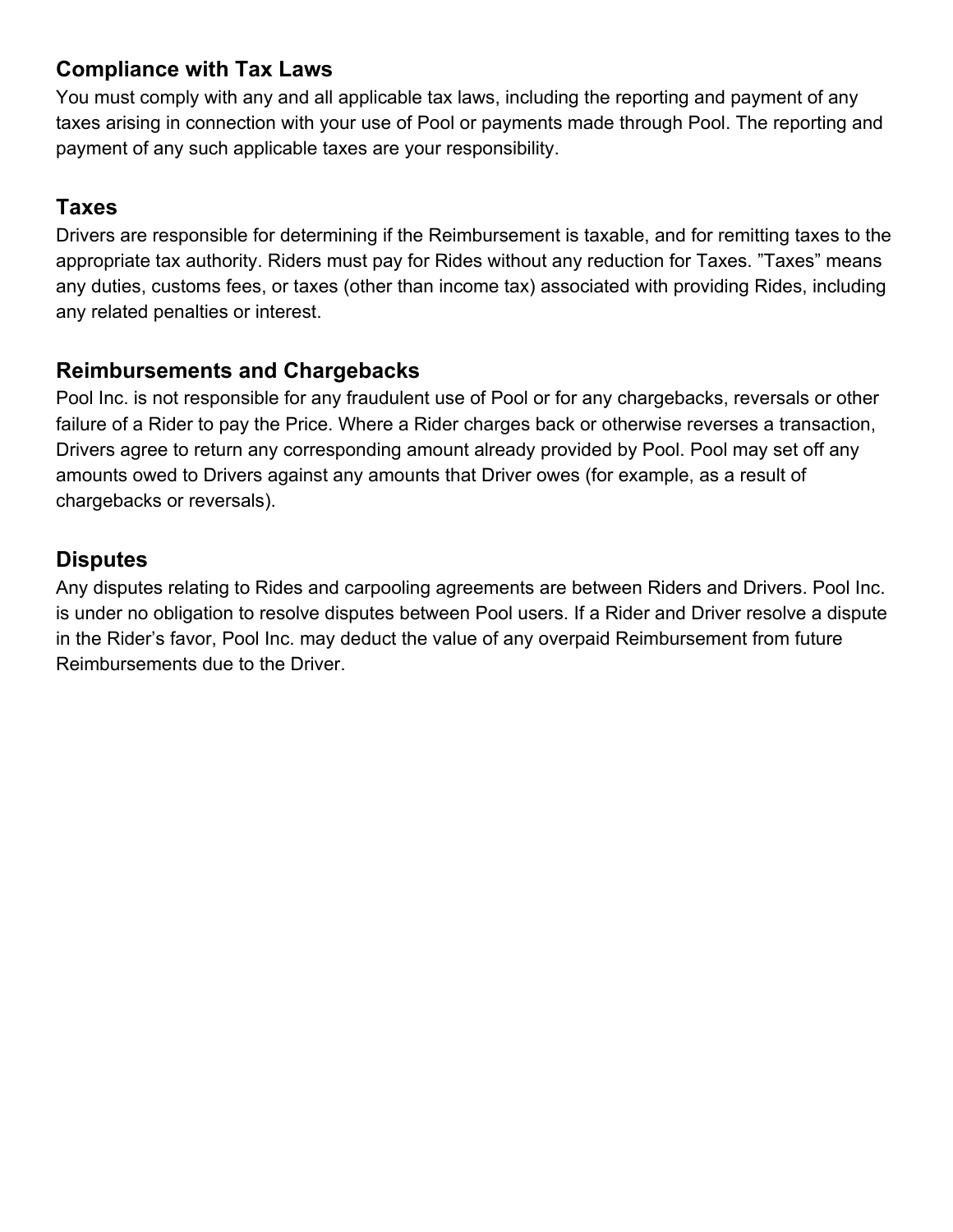## Compliance with Tax Laws

You must comply with any and all applicable tax laws, including the reporting and payment of any taxes arising in connection with your use of Pool or payments made through Pool. The reporting and payment of any such applicable taxes are your responsibility.

## Taxes

Drivers are responsible for determining if the Reimbursement is taxable, and for remitting taxes to the appropriate tax authority. Riders must pay for Rides without any reduction for Taxes. ”Taxes” means any duties, customs fees, or taxes (other than income tax) associated with providing Rides, including any related penalties or interest.

## Reimbursements and Chargebacks

Pool Inc. is not responsible for any fraudulent use of Pool or for any chargebacks, reversals or other failure of a Rider to pay the Price. Where a Rider charges back or otherwise reverses a transaction, Drivers agree to return any corresponding amount already provided by Pool. Pool may set off any amounts owed to Drivers against any amounts that Driver owes (for example, as a result of chargebacks or reversals).

## Disputes

Any disputes relating to Rides and carpooling agreements are between Riders and Drivers. Pool Inc. is under no obligation to resolve disputes between Pool users. If a Rider and Driver resolve a dispute in the Rider’s favor, Pool Inc. may deduct the value of any overpaid Reimbursement from future Reimbursements due to the Driver.